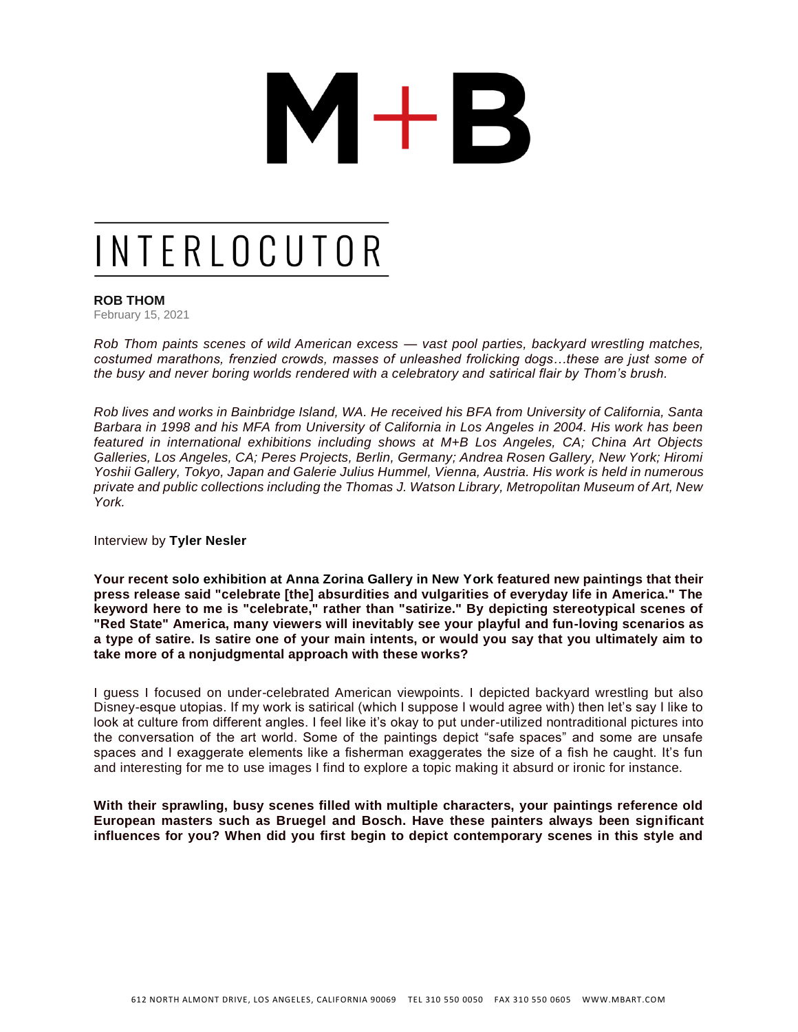# M+B

## INTERLOCUTOR

**ROB THOM**
February 15, 2021

*Rob Thom paints scenes of wild American excess — vast pool parties, backyard wrestling matches, costumed marathons, frenzied crowds, masses of unleashed frolicking dogs…these are just some of the busy and never boring worlds rendered with a celebratory and satirical flair by Thom's brush.*

*Rob lives and works in Bainbridge Island, WA. He received his BFA from University of California, Santa Barbara in 1998 and his MFA from University of California in Los Angeles in 2004. His work has been featured in international exhibitions including shows at M+B Los Angeles, CA; China Art Objects Galleries, Los Angeles, CA; Peres Projects, Berlin, Germany; Andrea Rosen Gallery, New York; Hiromi Yoshii Gallery, Tokyo, Japan and Galerie Julius Hummel, Vienna, Austria. His work is held in numerous private and public collections including the Thomas J. Watson Library, Metropolitan Museum of Art, New York.*

Interview by **Tyler Nesler**

**Your recent solo exhibition at Anna Zorina Gallery in New York featured new paintings that their press release said "celebrate [the] absurdities and vulgarities of everyday life in America." The keyword here to me is "celebrate," rather than "satirize." By depicting stereotypical scenes of "Red State" America, many viewers will inevitably see your playful and fun-loving scenarios as a type of satire. Is satire one of your main intents, or would you say that you ultimately aim to take more of a nonjudgmental approach with these works?**

I guess I focused on under-celebrated American viewpoints. I depicted backyard wrestling but also Disney-esque utopias. If my work is satirical (which I suppose I would agree with) then let's say I like to look at culture from different angles. I feel like it's okay to put under-utilized nontraditional pictures into the conversation of the art world. Some of the paintings depict "safe spaces" and some are unsafe spaces and I exaggerate elements like a fisherman exaggerates the size of a fish he caught. It's fun and interesting for me to use images I find to explore a topic making it absurd or ironic for instance.

**With their sprawling, busy scenes filled with multiple characters, your paintings reference old European masters such as Bruegel and Bosch. Have these painters always been significant influences for you? When did you first begin to depict contemporary scenes in this style and**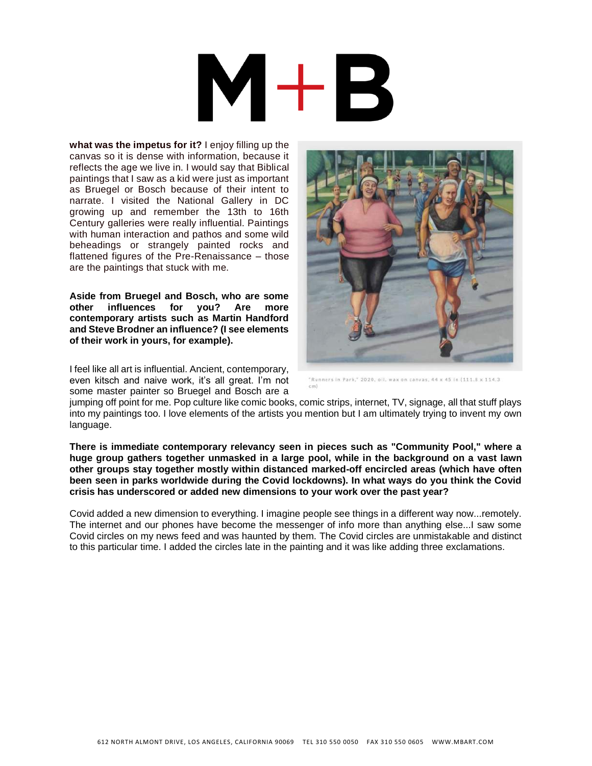**what was the impetus for it?** I enjoy filling up the canvas so it is dense with information, because it reflects the age we live in. I would say that Biblical paintings that I saw as a kid were just as important as Bruegel or Bosch because of their intent to narrate. I visited the National Gallery in DC growing up and remember the 13th to 16th Century galleries were really influential. Paintings with human interaction and pathos and some wild beheadings or strangely painted rocks and flattened figures of the Pre-Renaissance – those are the paintings that stuck with me.

**Aside from Bruegel and Bosch, who are some other influences for you? Are more contemporary artists such as Martin Handford and Steve Brodner an influence? (I see elements of their work in yours, for example).**

I feel like all art is influential. Ancient, contemporary, even kitsch and naive work, it's all great. I'm not some master painter so Bruegel and Bosch are a jumping off point for me. Pop culture like comic books, comic strips, internet, TV, signage, all that stuff plays into my paintings too. I love elements of the artists you mention but I am ultimately trying to invent my own language.

"Runners in Park," 2020, oil, wax on canvas, 44 x 45 in (111.8 x 114.3 cm)

**There is immediate contemporary relevancy seen in pieces such as "Community Pool," where a huge group gathers together unmasked in a large pool, while in the background on a vast lawn other groups stay together mostly within distanced marked-off encircled areas (which have often been seen in parks worldwide during the Covid lockdowns). In what ways do you think the Covid crisis has underscored or added new dimensions to your work over the past year?**

Covid added a new dimension to everything. I imagine people see things in a different way now...remotely. The internet and our phones have become the messenger of info more than anything else...I saw some Covid circles on my news feed and was haunted by them. The Covid circles are unmistakable and distinct to this particular time. I added the circles late in the painting and it was like adding three exclamations.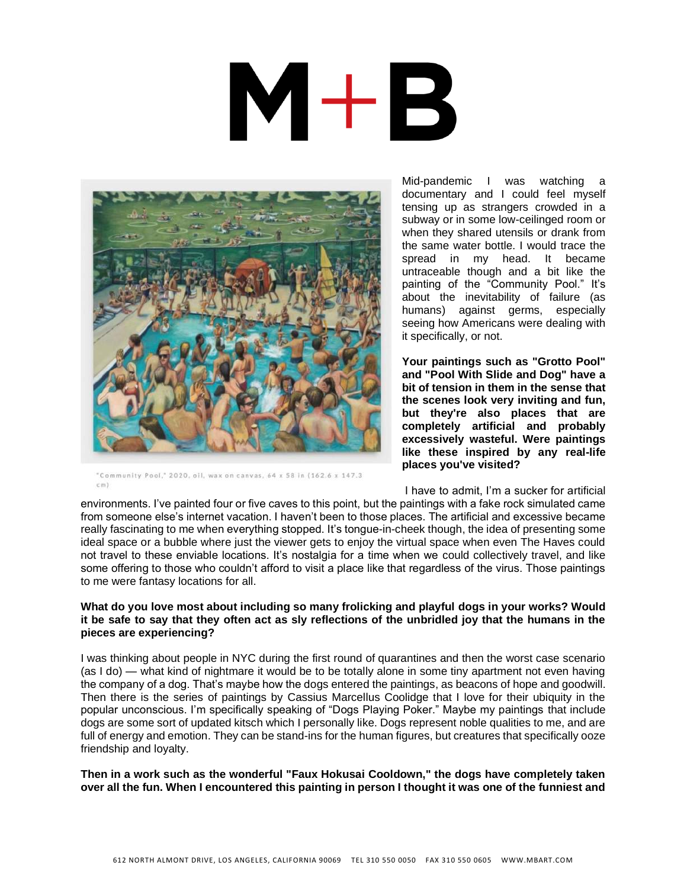"Community Pool," 2020, oil, wax on canvas, 64 x 58 in (162.6 x 147.3 cm)

Mid-pandemic I was watching a documentary and I could feel myself tensing up as strangers crowded in a subway or in some low-ceilinged room or when they shared utensils or drank from the same water bottle. I would trace the spread in my head. It became untraceable though and a bit like the painting of the "Community Pool." It's about the inevitability of failure (as humans) against germs, especially seeing how Americans were dealing with it specifically, or not.

**Your paintings such as "Grotto Pool" and "Pool With Slide and Dog" have a bit of tension in them in the sense that the scenes look very inviting and fun, but they're also places that are completely artificial and probably excessively wasteful. Were paintings like these inspired by any real-life places you've visited?**

I have to admit, I'm a sucker for artificial environments. I've painted four or five caves to this point, but the paintings with a fake rock simulated came from someone else's internet vacation. I haven't been to those places. The artificial and excessive became really fascinating to me when everything stopped. It's tongue-in-cheek though, the idea of presenting some ideal space or a bubble where just the viewer gets to enjoy the virtual space when even The Haves could not travel to these enviable locations. It's nostalgia for a time when we could collectively travel, and like some offering to those who couldn't afford to visit a place like that regardless of the virus. Those paintings to me were fantasy locations for all.

**What do you love most about including so many frolicking and playful dogs in your works? Would it be safe to say that they often act as sly reflections of the unbridled joy that the humans in the pieces are experiencing?**

I was thinking about people in NYC during the first round of quarantines and then the worst case scenario (as I do) — what kind of nightmare it would be to be totally alone in some tiny apartment not even having the company of a dog. That's maybe how the dogs entered the paintings, as beacons of hope and goodwill. Then there is the series of paintings by Cassius Marcellus Coolidge that I love for their ubiquity in the popular unconscious. I'm specifically speaking of "Dogs Playing Poker." Maybe my paintings that include dogs are some sort of updated kitsch which I personally like. Dogs represent noble qualities to me, and are full of energy and emotion. They can be stand-ins for the human figures, but creatures that specifically ooze friendship and loyalty.

**Then in a work such as the wonderful "Faux Hokusai Cooldown," the dogs have completely taken over all the fun. When I encountered this painting in person I thought it was one of the funniest and**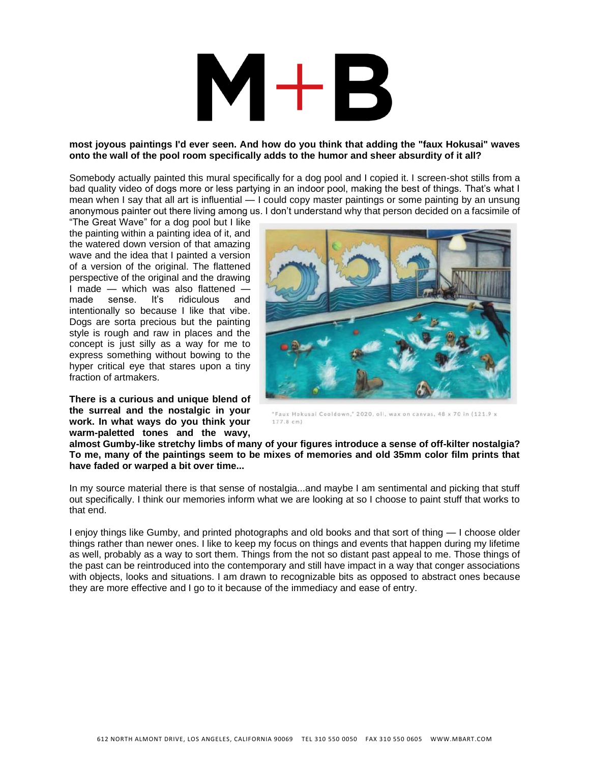**most joyous paintings I'd ever seen. And how do you think that adding the "faux Hokusai" waves onto the wall of the pool room specifically adds to the humor and sheer absurdity of it all?**

Somebody actually painted this mural specifically for a dog pool and I copied it. I screen-shot stills from a bad quality video of dogs more or less partying in an indoor pool, making the best of things. That's what I mean when I say that all art is influential — I could copy master paintings or some painting by an unsung anonymous painter out there living among us. I don't understand why that person decided on a facsimile of "The Great Wave" for a dog pool but I like the painting within a painting idea of it, and the watered down version of that amazing wave and the idea that I painted a version of a version of the original. The flattened perspective of the original and the drawing I made — which was also flattened — made sense. It's ridiculous and intentionally so because I like that vibe. Dogs are sorta precious but the painting style is rough and raw in places and the concept is just silly as a way for me to express something without bowing to the hyper critical eye that stares upon a tiny fraction of artmakers.

"Faux Hokusai Cooldown," 2020, oil, wax on canvas, 48 x 70 in (121.9 x 177.8 cm)

**There is a curious and unique blend of the surreal and the nostalgic in your work. In what ways do you think your warm-paletted tones and the wavy, almost Gumby-like stretchy limbs of many of your figures introduce a sense of off-kilter nostalgia? To me, many of the paintings seem to be mixes of memories and old 35mm color film prints that have faded or warped a bit over time...**

In my source material there is that sense of nostalgia...and maybe I am sentimental and picking that stuff out specifically. I think our memories inform what we are looking at so I choose to paint stuff that works to that end.

I enjoy things like Gumby, and printed photographs and old books and that sort of thing — I choose older things rather than newer ones. I like to keep my focus on things and events that happen during my lifetime as well, probably as a way to sort them. Things from the not so distant past appeal to me. Those things of the past can be reintroduced into the contemporary and still have impact in a way that conger associations with objects, looks and situations. I am drawn to recognizable bits as opposed to abstract ones because they are more effective and I go to it because of the immediacy and ease of entry.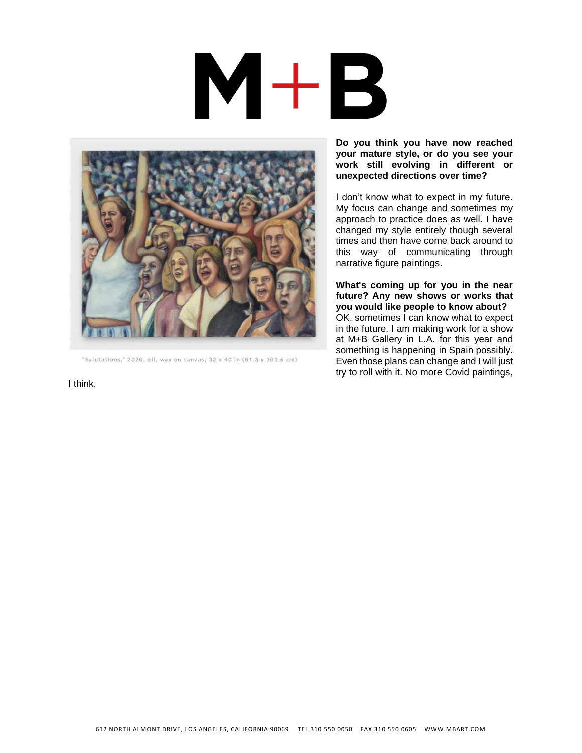"Salutations," 2020, oil, wax on canvas, 32 x 40 in (81.3 x 101.6 cm)

**Do you think you have now reached your mature style, or do you see your work still evolving in different or unexpected directions over time?**

I don't know what to expect in my future. My focus can change and sometimes my approach to practice does as well. I have changed my style entirely though several times and then have come back around to this way of communicating through narrative figure paintings.

**What's coming up for you in the near future? Any new shows or works that you would like people to know about?**

OK, sometimes I can know what to expect in the future. I am making work for a show at M+B Gallery in L.A. for this year and something is happening in Spain possibly. Even those plans can change and I will just try to roll with it. No more Covid paintings, I think.